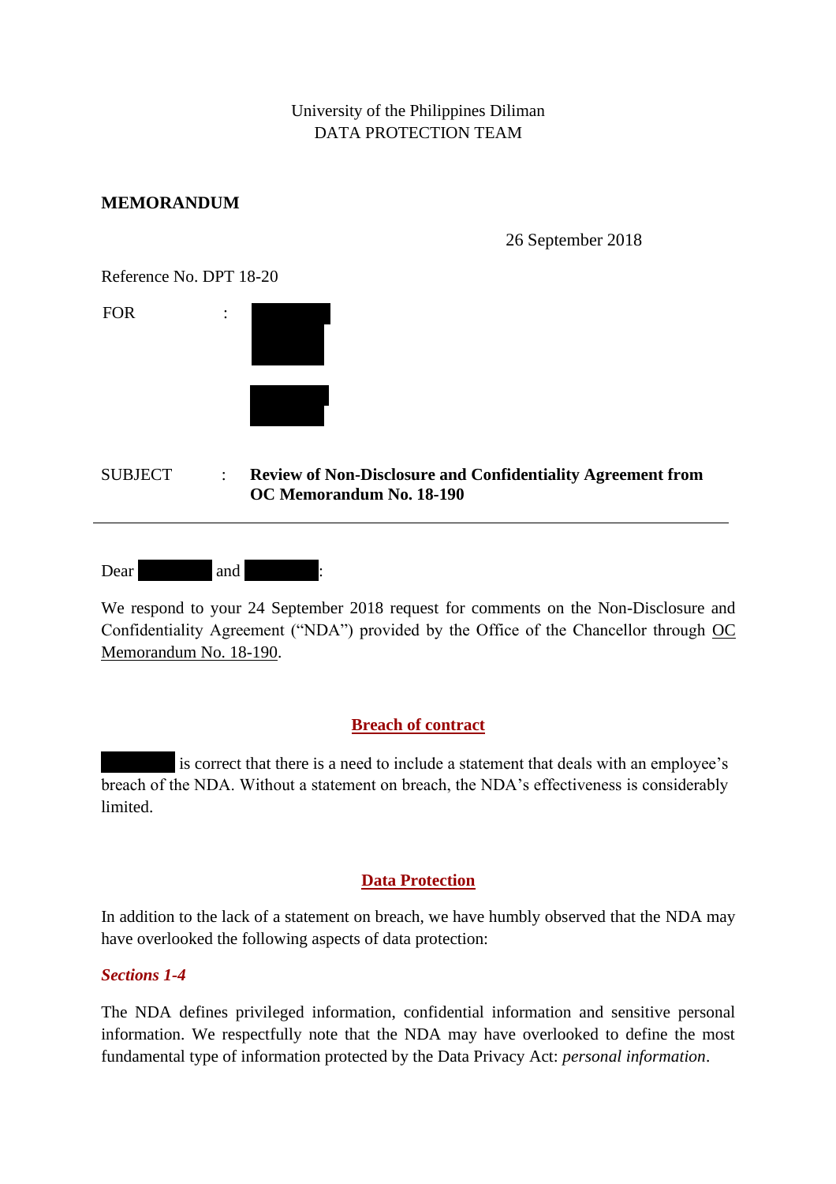University of the Philippines Diliman
DATA PROTECTION TEAM

**MEMORANDUM**

26 September 2018

Reference No. DPT 18-20

FOR :

SUBJECT : **Review of Non-Disclosure and Confidentiality Agreement from OC Memorandum No. 18-190**

---

Dear and :

We respond to your 24 September 2018 request for comments on the Non-Disclosure and Confidentiality Agreement ("NDA") provided by the Office of the Chancellor through OC Memorandum No. 18-190.

## Breach of contract

is correct that there is a need to include a statement that deals with an employee's breach of the NDA. Without a statement on breach, the NDA's effectiveness is considerably limited.

## Data Protection

In addition to the lack of a statement on breach, we have humbly observed that the NDA may have overlooked the following aspects of data protection:

### *Sections 1-4*

The NDA defines privileged information, confidential information and sensitive personal information. We respectfully note that the NDA may have overlooked to define the most fundamental type of information protected by the Data Privacy Act: *personal information*.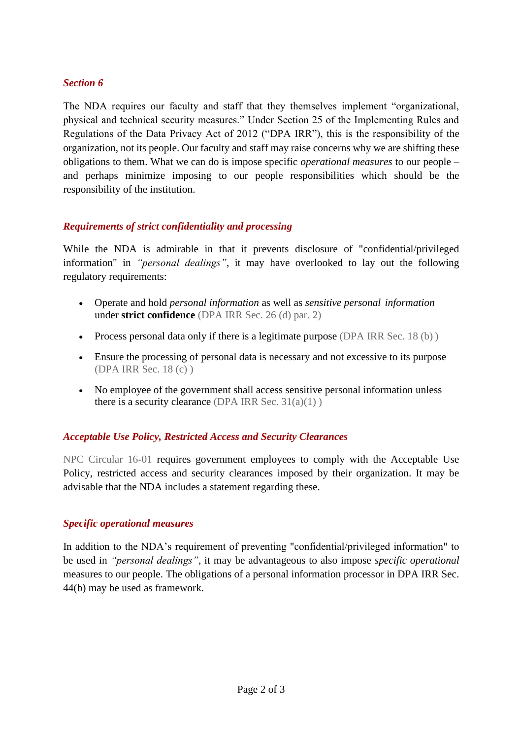### *Section 6*

The NDA requires our faculty and staff that they themselves implement "organizational, physical and technical security measures." Under Section 25 of the Implementing Rules and Regulations of the Data Privacy Act of 2012 ("DPA IRR"), this is the responsibility of the organization, not its people. Our faculty and staff may raise concerns why we are shifting these obligations to them. What we can do is impose specific *operational measures* to our people – and perhaps minimize imposing to our people responsibilities which should be the responsibility of the institution.

### *Requirements of strict confidentiality and processing*

While the NDA is admirable in that it prevents disclosure of "confidential/privileged information" in *"personal dealings"*, it may have overlooked to lay out the following regulatory requirements:

- Operate and hold *personal information* as well as *sensitive personal information* under **strict confidence** (DPA IRR Sec. 26 (d) par. 2)
- Process personal data only if there is a legitimate purpose (DPA IRR Sec. 18 (b) )
- Ensure the processing of personal data is necessary and not excessive to its purpose (DPA IRR Sec. 18 (c) )
- No employee of the government shall access sensitive personal information unless there is a security clearance (DPA IRR Sec. 31(a)(1) )

### *Acceptable Use Policy, Restricted Access and Security Clearances*

NPC Circular 16-01 requires government employees to comply with the Acceptable Use Policy, restricted access and security clearances imposed by their organization. It may be advisable that the NDA includes a statement regarding these.

### *Specific operational measures*

In addition to the NDA's requirement of preventing "confidential/privileged information" to be used in *"personal dealings"*, it may be advantageous to also impose *specific operational* measures to our people. The obligations of a personal information processor in DPA IRR Sec. 44(b) may be used as framework.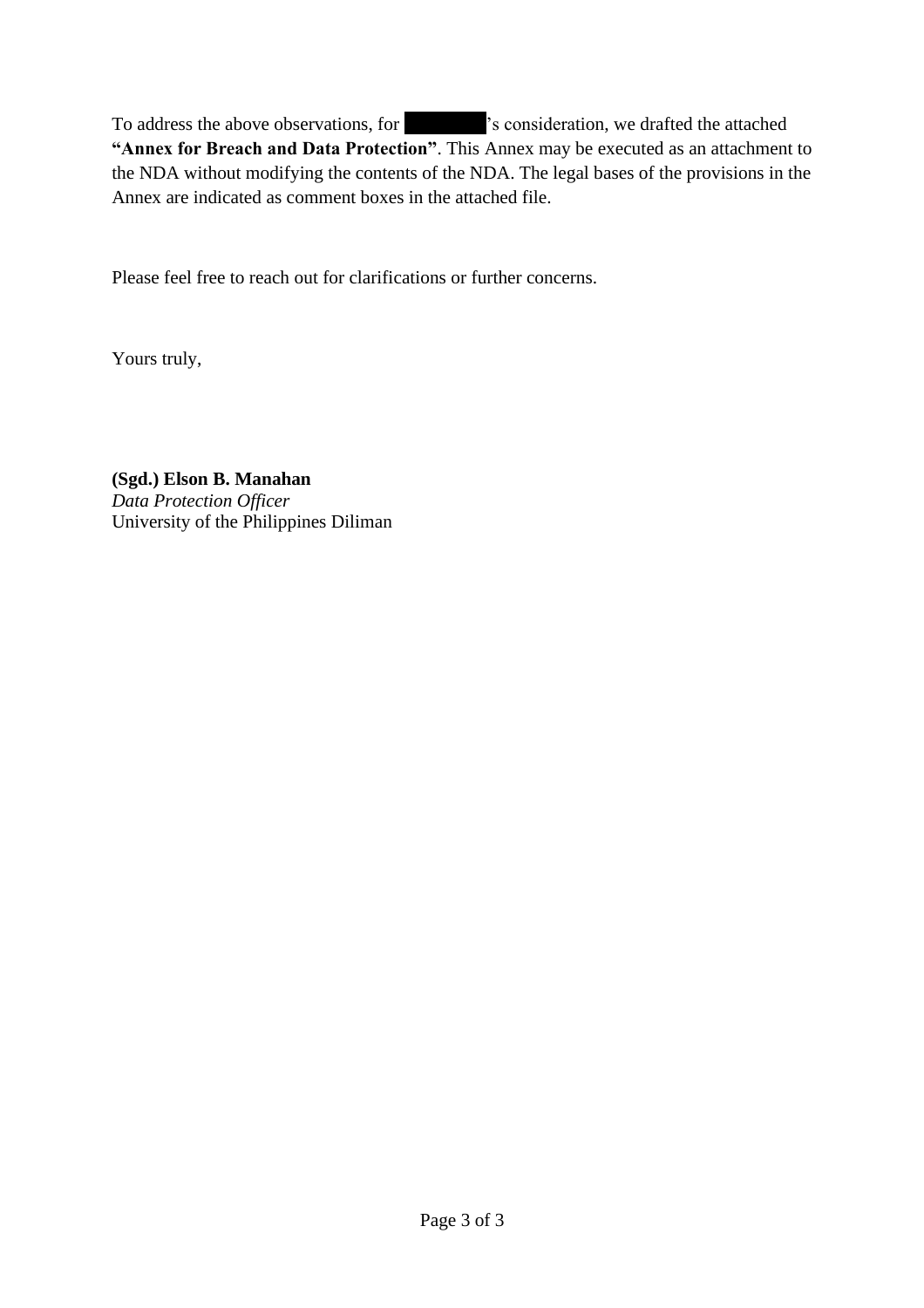To address the above observations, for ████████'s consideration, we drafted the attached **"Annex for Breach and Data Protection"**. This Annex may be executed as an attachment to the NDA without modifying the contents of the NDA. The legal bases of the provisions in the Annex are indicated as comment boxes in the attached file.

Please feel free to reach out for clarifications or further concerns.

Yours truly,

**(Sgd.) Elson B. Manahan**  
*Data Protection Officer*  
University of the Philippines Diliman